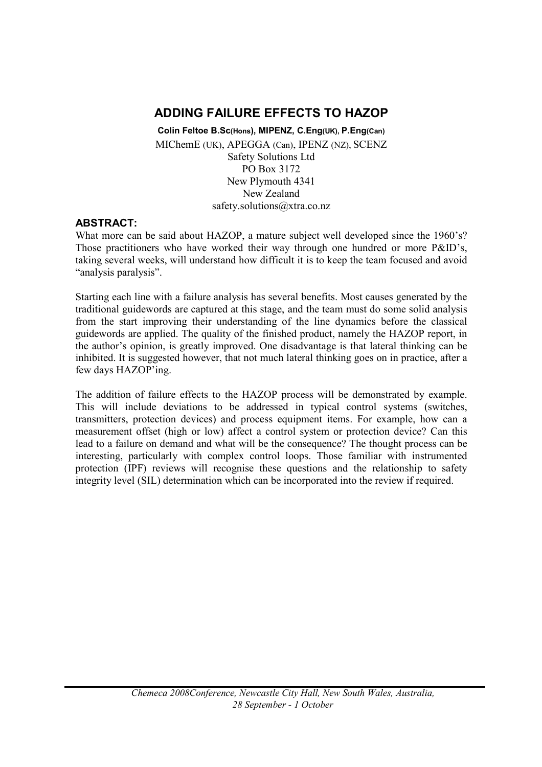# ADDING FAILURE EFFECTS TO HAZOP

**Colin Feltoe B.Sc(Hons), MIPENZ, C.Eng(UK), P.Eng(Can)**

MIChemE (UK), APEGGA (Can), IPENZ (NZ), SCENZ
Safety Solutions Ltd
PO Box 3172
New Plymouth 4341
New Zealand
safety.solutions@xtra.co.nz

## ABSTRACT:

What more can be said about HAZOP, a mature subject well developed since the 1960's? Those practitioners who have worked their way through one hundred or more P&ID's, taking several weeks, will understand how difficult it is to keep the team focused and avoid "analysis paralysis".

Starting each line with a failure analysis has several benefits. Most causes generated by the traditional guidewords are captured at this stage, and the team must do some solid analysis from the start improving their understanding of the line dynamics before the classical guidewords are applied. The quality of the finished product, namely the HAZOP report, in the author's opinion, is greatly improved. One disadvantage is that lateral thinking can be inhibited. It is suggested however, that not much lateral thinking goes on in practice, after a few days HAZOP'ing.

The addition of failure effects to the HAZOP process will be demonstrated by example. This will include deviations to be addressed in typical control systems (switches, transmitters, protection devices) and process equipment items. For example, how can a measurement offset (high or low) affect a control system or protection device? Can this lead to a failure on demand and what will be the consequence? The thought process can be interesting, particularly with complex control loops. Those familiar with instrumented protection (IPF) reviews will recognise these questions and the relationship to safety integrity level (SIL) determination which can be incorporated into the review if required.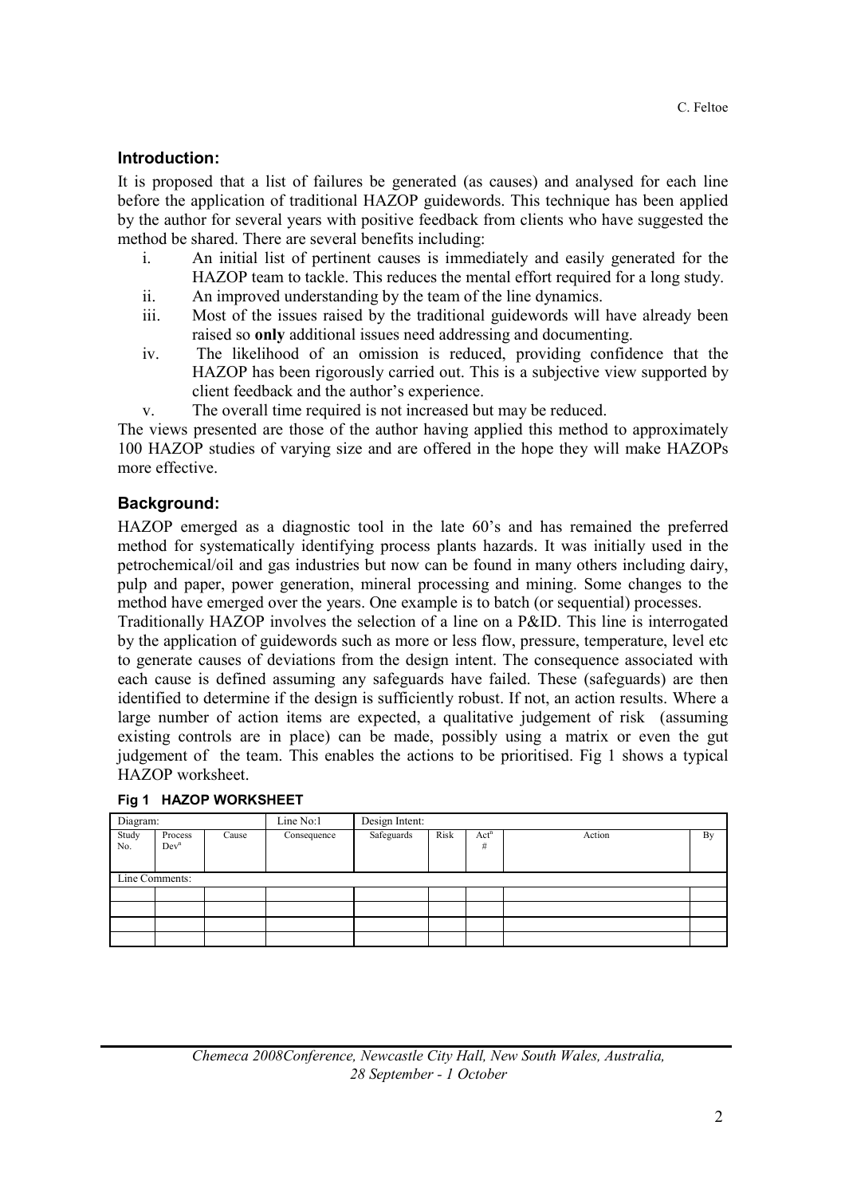## Introduction:

It is proposed that a list of failures be generated (as causes) and analysed for each line before the application of traditional HAZOP guidewords. This technique has been applied by the author for several years with positive feedback from clients who have suggested the method be shared. There are several benefits including:

i. An initial list of pertinent causes is immediately and easily generated for the HAZOP team to tackle. This reduces the mental effort required for a long study.
ii. An improved understanding by the team of the line dynamics.
iii. Most of the issues raised by the traditional guidewords will have already been raised so **only** additional issues need addressing and documenting.
iv. The likelihood of an omission is reduced, providing confidence that the HAZOP has been rigorously carried out. This is a subjective view supported by client feedback and the author's experience.
v. The overall time required is not increased but may be reduced.

The views presented are those of the author having applied this method to approximately 100 HAZOP studies of varying size and are offered in the hope they will make HAZOPs more effective.

## Background:

HAZOP emerged as a diagnostic tool in the late 60's and has remained the preferred method for systematically identifying process plants hazards. It was initially used in the petrochemical/oil and gas industries but now can be found in many others including dairy, pulp and paper, power generation, mineral processing and mining. Some changes to the method have emerged over the years. One example is to batch (or sequential) processes.

Traditionally HAZOP involves the selection of a line on a P&ID. This line is interrogated by the application of guidewords such as more or less flow, pressure, temperature, level etc to generate causes of deviations from the design intent. The consequence associated with each cause is defined assuming any safeguards have failed. These (safeguards) are then identified to determine if the design is sufficiently robust. If not, an action results. Where a large number of action items are expected, a qualitative judgement of risk (assuming existing controls are in place) can be made, possibly using a matrix or even the gut judgement of the team. This enables the actions to be prioritised. Fig 1 shows a typical HAZOP worksheet.

**Fig 1 HAZOP WORKSHEET**

| Diagram: | | | Line No:1 | Design Intent: | | | | |
|---|---|---|---|---|---|---|---|---|
| Study No. | Process Dev[n] | Cause | Consequence | Safeguards | Risk | Act[n] # | Action | By |
| Line Comments: | | | | | | | | |
| | | | | | | | | |
| | | | | | | | | |
| | | | | | | | | |
| | | | | | | | | |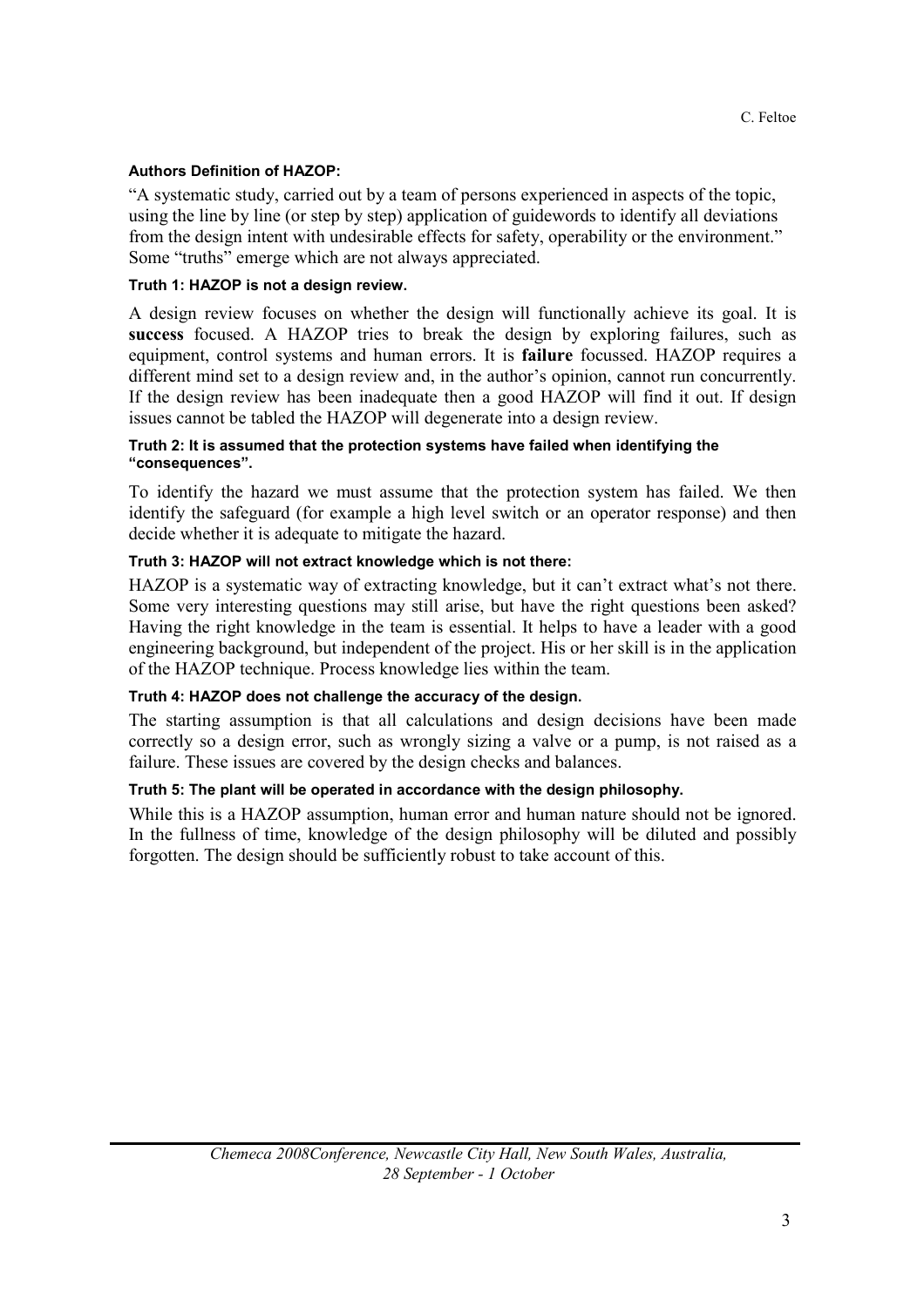**Authors Definition of HAZOP:**

"A systematic study, carried out by a team of persons experienced in aspects of the topic, using the line by line (or step by step) application of guidewords to identify all deviations from the design intent with undesirable effects for safety, operability or the environment." Some "truths" emerge which are not always appreciated.

**Truth 1: HAZOP is not a design review.**

A design review focuses on whether the design will functionally achieve its goal. It is **success** focused. A HAZOP tries to break the design by exploring failures, such as equipment, control systems and human errors. It is **failure** focussed. HAZOP requires a different mind set to a design review and, in the author's opinion, cannot run concurrently. If the design review has been inadequate then a good HAZOP will find it out. If design issues cannot be tabled the HAZOP will degenerate into a design review.

**Truth 2: It is assumed that the protection systems have failed when identifying the "consequences".**

To identify the hazard we must assume that the protection system has failed. We then identify the safeguard (for example a high level switch or an operator response) and then decide whether it is adequate to mitigate the hazard.

**Truth 3: HAZOP will not extract knowledge which is not there:**

HAZOP is a systematic way of extracting knowledge, but it can't extract what's not there. Some very interesting questions may still arise, but have the right questions been asked? Having the right knowledge in the team is essential. It helps to have a leader with a good engineering background, but independent of the project. His or her skill is in the application of the HAZOP technique. Process knowledge lies within the team.

**Truth 4: HAZOP does not challenge the accuracy of the design.**

The starting assumption is that all calculations and design decisions have been made correctly so a design error, such as wrongly sizing a valve or a pump, is not raised as a failure. These issues are covered by the design checks and balances.

**Truth 5: The plant will be operated in accordance with the design philosophy.**

While this is a HAZOP assumption, human error and human nature should not be ignored. In the fullness of time, knowledge of the design philosophy will be diluted and possibly forgotten. The design should be sufficiently robust to take account of this.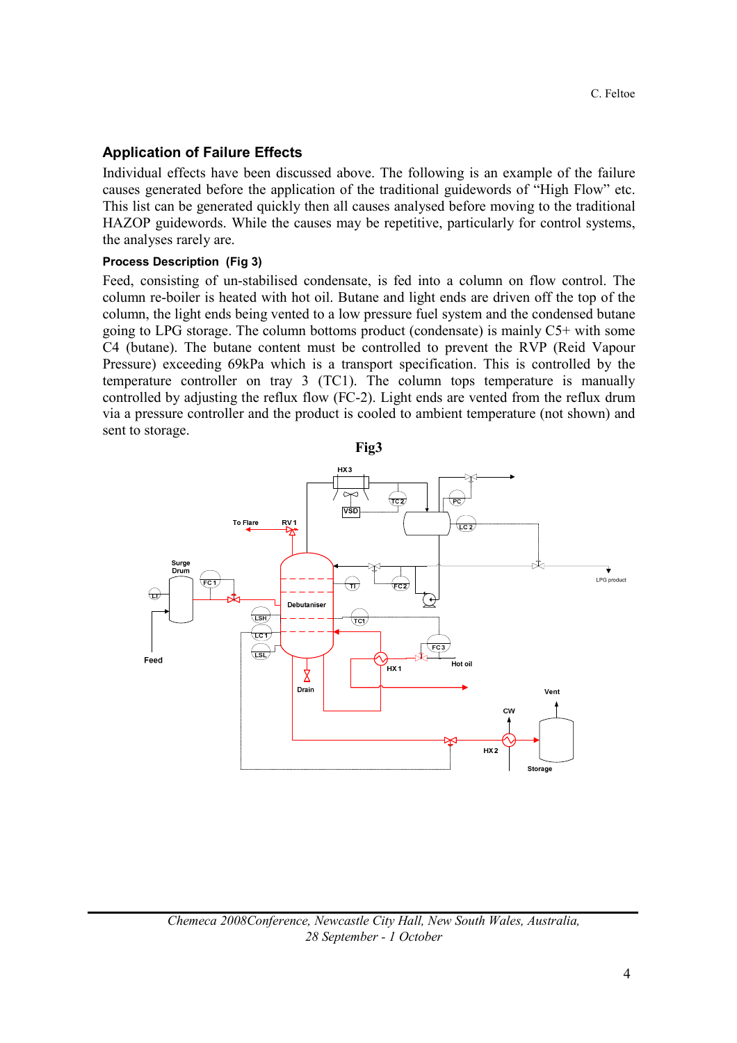## Application of Failure Effects

Individual effects have been discussed above. The following is an example of the failure causes generated before the application of the traditional guidewords of "High Flow" etc. This list can be generated quickly then all causes analysed before moving to the traditional HAZOP guidewords. While the causes may be repetitive, particularly for control systems, the analyses rarely are.

### Process Description (Fig 3)

Feed, consisting of un-stabilised condensate, is fed into a column on flow control. The column re-boiler is heated with hot oil. Butane and light ends are driven off the top of the column, the light ends being vented to a low pressure fuel system and the condensed butane going to LPG storage. The column bottoms product (condensate) is mainly C5+ with some C4 (butane). The butane content must be controlled to prevent the RVP (Reid Vapour Pressure) exceeding 69kPa which is a transport specification. This is controlled by the temperature controller on tray 3 (TC1). The column tops temperature is manually controlled by adjusting the reflux flow (FC-2). Light ends are vented from the reflux drum via a pressure controller and the product is cooled to ambient temperature (not shown) and sent to storage.

**Fig3**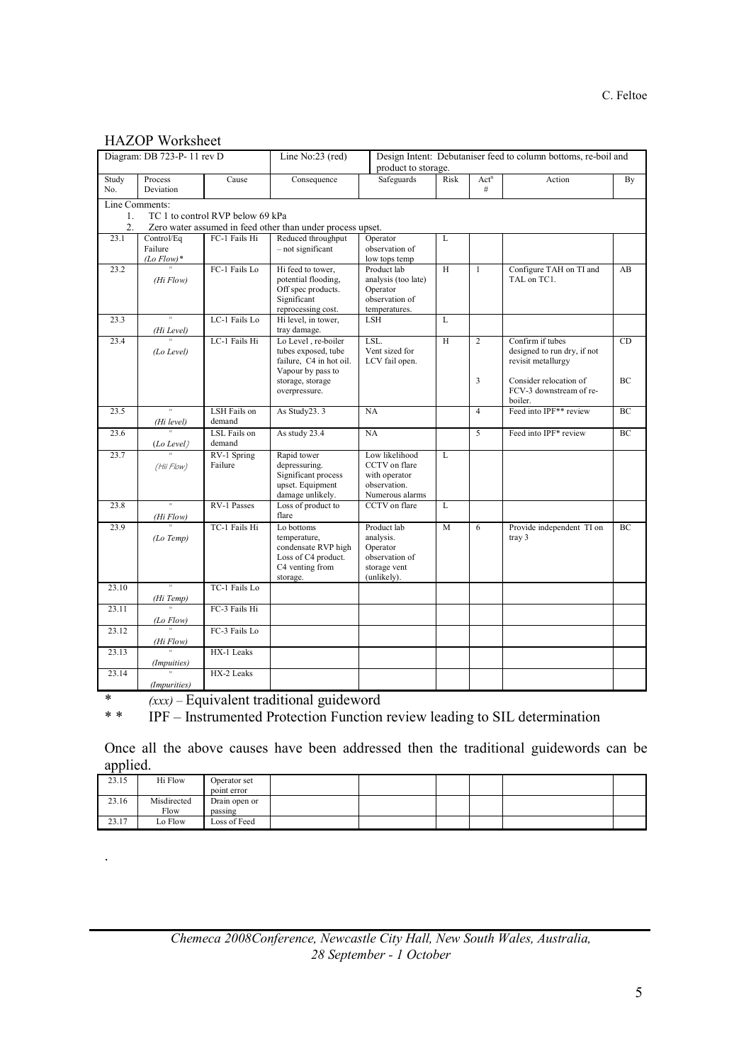## HAZOP Worksheet

| Diagram: DB 723-P- 11 rev D | | | Line No:23 (red) | Design Intent: Debutaniser feed to column bottoms, re-boil and product to storage. | | | | |
|---|---|---|---|---|---|---|---|---|
| Study No. | Process Deviation | Cause | Consequence | Safeguards | Risk | Act[n] # | Action | By |
| Line Comments: 1. TC 1 to control RVP below 69 kPa 2. Zero water assumed in feed other than under process upset. | | | | | | | | |
| 23.1 | Control/Eq Failure *(Lo Flow)** | FC-1 Fails Hi | Reduced throughput – not significant | Operator observation of low tops temp | L | | | |
| 23.2 | " *(Hi Flow)* | FC-1 Fails Lo | Hi feed to tower, potential flooding, Off spec products. Significant reprocessing cost. | Product lab analysis (too late) Operator observation of temperatures. | H | 1 | Configure TAH on TI and TAL on TC1. | AB |
| 23.3 | " *(Hi Level)* | LC-1 Fails Lo | Hi level, in tower, tray damage. | LSH | L | | | |
| 23.4 | " *(Lo Level)* | LC-1 Fails Hi | Lo Level , re-boiler tubes exposed, tube failure, C4 in hot oil. Vapour by pass to storage, storage overpressure. | LSL. Vent sized for LCV fail open. | H | 2<br><br>3 | Confirm if tubes designed to run dry, if not revisit metallurgy<br><br>Consider relocation of FCV-3 downstream of re-boiler. | CD<br><br>BC |
| 23.5 | " *(Hi level)* | LSH Fails on demand | As Study23. 3 | NA | | 4 | Feed into IPF** review | BC |
| 23.6 | " *(Lo Level)* | LSL Fails on demand | As study 23.4 | NA | | 5 | Feed into IPF* review | BC |
| 23.7 | " *(Hi Flow)* | RV-1 Spring Failure | Rapid tower depressuring. Significant process upset. Equipment damage unlikely. | Low likelihood CCTV on flare with operator observation. Numerous alarms | L | | | |
| 23.8 | " *(Hi Flow)* | RV-1 Passes | Loss of product to flare | CCTV on flare | L | | | |
| 23.9 | " *(Lo Temp)* | TC-1 Fails Hi | Lo bottoms temperature, condensate RVP high Loss of C4 product. C4 venting from storage. | Product lab analysis. Operator observation of storage vent (unlikely). | M | 6 | Provide independent TI on tray 3 | BC |
| 23.10 | " *(Hi Temp)* | TC-1 Fails Lo | | | | | | |
| 23.11 | " *(Lo Flow)* | FC-3 Fails Hi | | | | | | |
| 23.12 | " *(Hi Flow)* | FC-3 Fails Lo | | | | | | |
| 23.13 | " *(Impuities)* | HX-1 Leaks | | | | | | |
| 23.14 | " *(Impurities)* | HX-2 Leaks | | | | | | |

\* *(xxx)* – Equivalent traditional guideword

\* \* IPF – Instrumented Protection Function review leading to SIL determination

Once all the above causes have been addressed then the traditional guidewords can be applied.

| | | | | | | | | |
|---|---|---|---|---|---|---|---|---|
| 23.15 | Hi Flow | Operator set point error | | | | | | |
| 23.16 | Misdirected Flow | Drain open or passing | | | | | | |
| 23.17 | Lo Flow | Loss of Feed | | | | | | |

.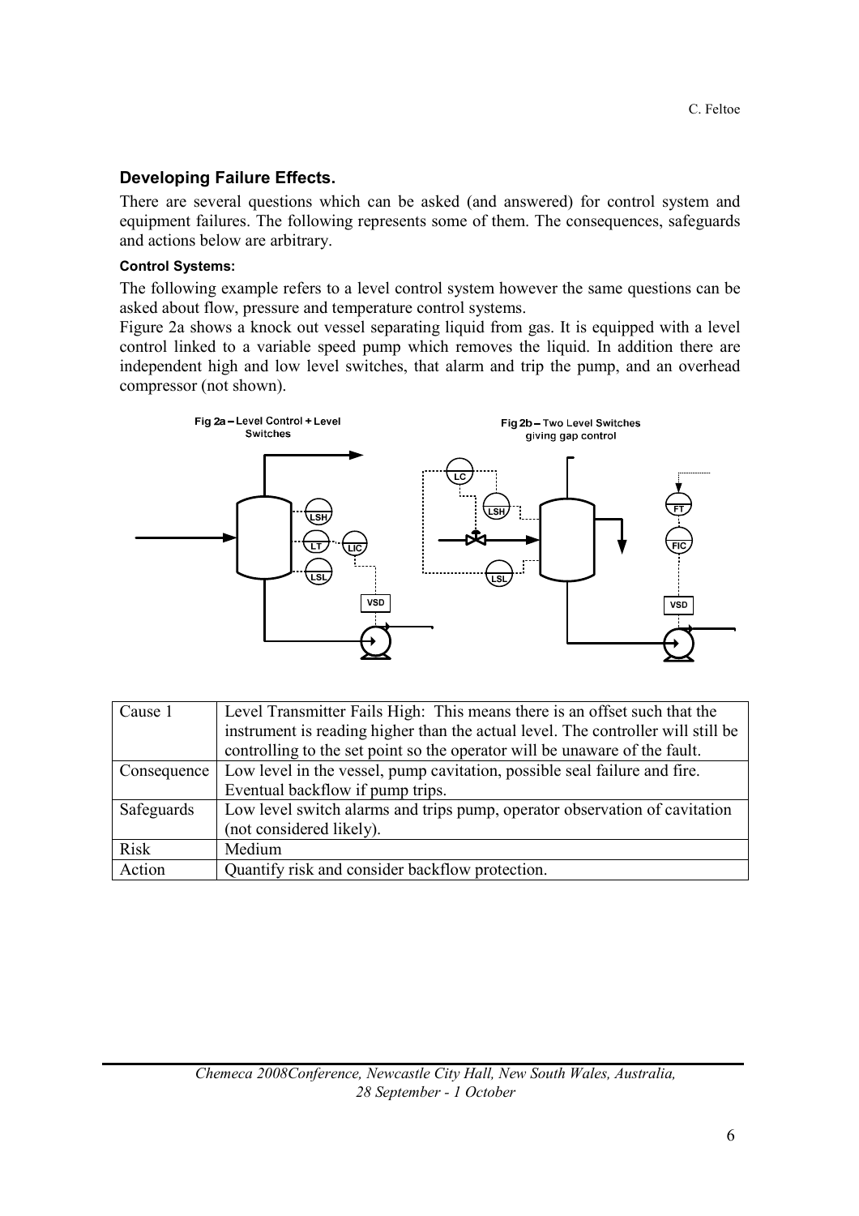### Developing Failure Effects.

There are several questions which can be asked (and answered) for control system and equipment failures. The following represents some of them. The consequences, safeguards and actions below are arbitrary.

#### Control Systems:

The following example refers to a level control system however the same questions can be asked about flow, pressure and temperature control systems.

Figure 2a shows a knock out vessel separating liquid from gas. It is equipped with a level control linked to a variable speed pump which removes the liquid. In addition there are independent high and low level switches, that alarm and trip the pump, and an overhead compressor (not shown).

Fig 2a – Level Control + Level Switches

Fig 2b – Two Level Switches giving gap control

| Cause 1 | Level Transmitter Fails High: This means there is an offset such that the instrument is reading higher than the actual level. The controller will still be controlling to the set point so the operator will be unaware of the fault. |
|---|---|
| Consequence | Low level in the vessel, pump cavitation, possible seal failure and fire. Eventual backflow if pump trips. |
| Safeguards | Low level switch alarms and trips pump, operator observation of cavitation (not considered likely). |
| Risk | Medium |
| Action | Quantify risk and consider backflow protection. |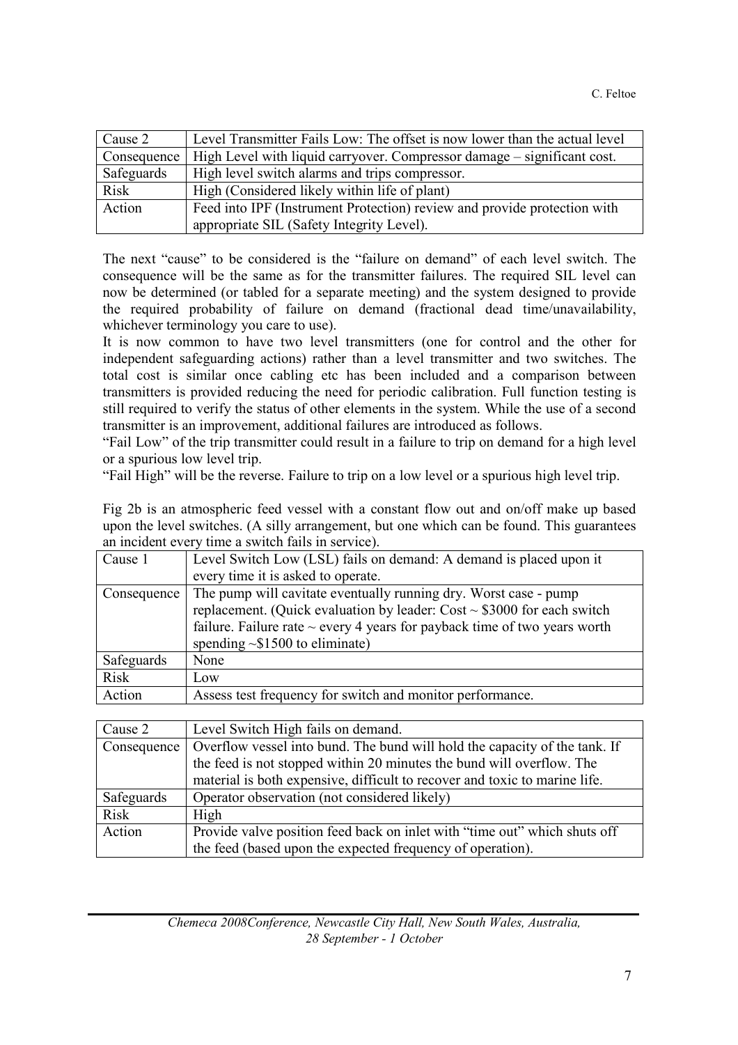| Cause 2 | Level Transmitter Fails Low: The offset is now lower than the actual level |
|---|---|
| Consequence | High Level with liquid carryover. Compressor damage – significant cost. |
| Safeguards | High level switch alarms and trips compressor. |
| Risk | High (Considered likely within life of plant) |
| Action | Feed into IPF (Instrument Protection) review and provide protection with appropriate SIL (Safety Integrity Level). |

The next "cause" to be considered is the "failure on demand" of each level switch. The consequence will be the same as for the transmitter failures. The required SIL level can now be determined (or tabled for a separate meeting) and the system designed to provide the required probability of failure on demand (fractional dead time/unavailability, whichever terminology you care to use).

It is now common to have two level transmitters (one for control and the other for independent safeguarding actions) rather than a level transmitter and two switches. The total cost is similar once cabling etc has been included and a comparison between transmitters is provided reducing the need for periodic calibration. Full function testing is still required to verify the status of other elements in the system. While the use of a second transmitter is an improvement, additional failures are introduced as follows.

"Fail Low" of the trip transmitter could result in a failure to trip on demand for a high level or a spurious low level trip.

"Fail High" will be the reverse. Failure to trip on a low level or a spurious high level trip.

Fig 2b is an atmospheric feed vessel with a constant flow out and on/off make up based upon the level switches. (A silly arrangement, but one which can be found. This guarantees an incident every time a switch fails in service).

| Cause 1 | Level Switch Low (LSL) fails on demand: A demand is placed upon it every time it is asked to operate. |
|---|---|
| Consequence | The pump will cavitate eventually running dry. Worst case - pump replacement. (Quick evaluation by leader: Cost ~ \$3000 for each switch failure. Failure rate ~ every 4 years for payback time of two years worth spending ~\$1500 to eliminate) |
| Safeguards | None |
| Risk | Low |
| Action | Assess test frequency for switch and monitor performance. |

| Cause 2 | Level Switch High fails on demand. |
|---|---|
| Consequence | Overflow vessel into bund. The bund will hold the capacity of the tank. If the feed is not stopped within 20 minutes the bund will overflow. The material is both expensive, difficult to recover and toxic to marine life. |
| Safeguards | Operator observation (not considered likely) |
| Risk | High |
| Action | Provide valve position feed back on inlet with "time out" which shuts off the feed (based upon the expected frequency of operation). |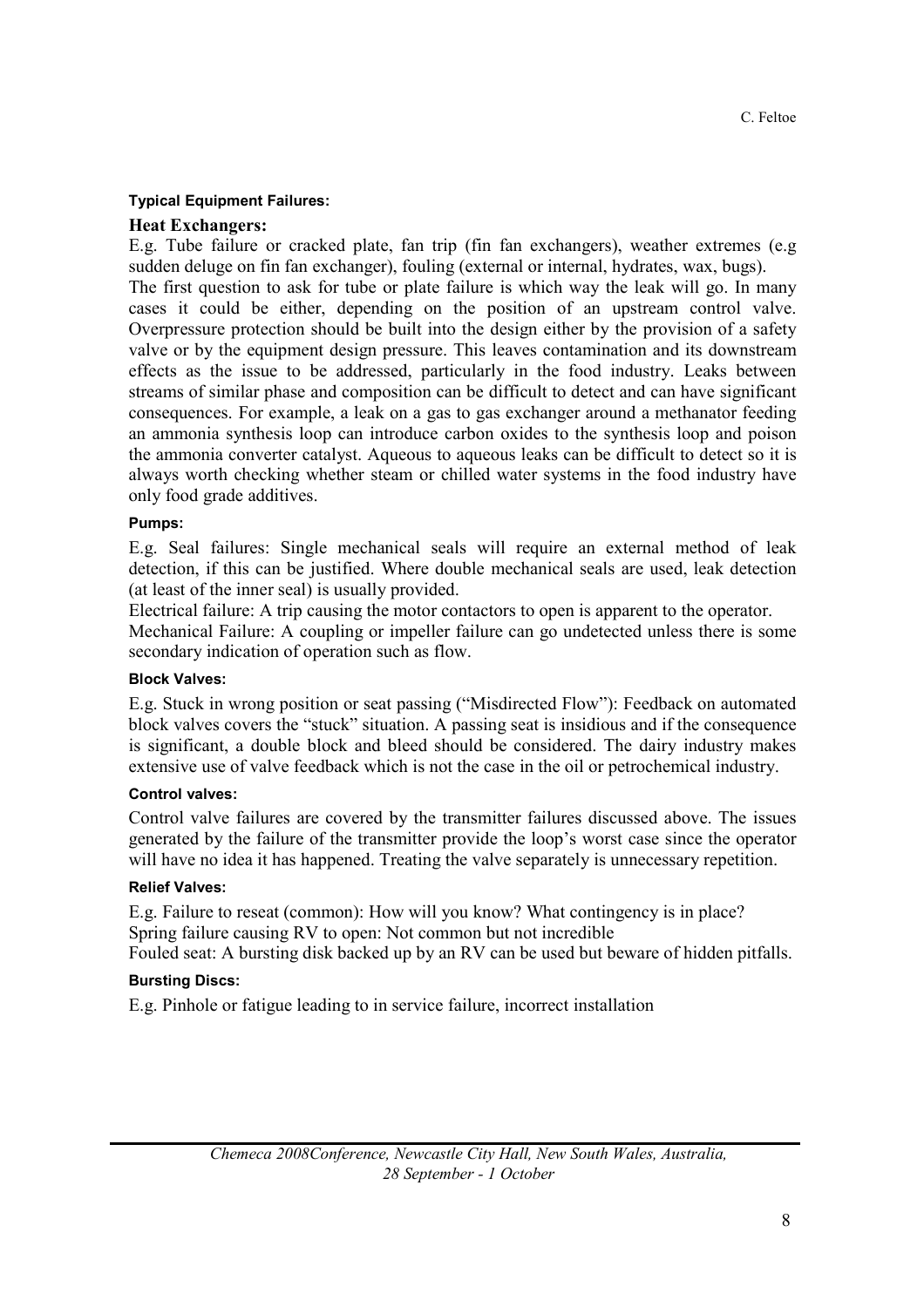#### Typical Equipment Failures:

##### Heat Exchangers:

E.g. Tube failure or cracked plate, fan trip (fin fan exchangers), weather extremes (e.g sudden deluge on fin fan exchanger), fouling (external or internal, hydrates, wax, bugs).

The first question to ask for tube or plate failure is which way the leak will go. In many cases it could be either, depending on the position of an upstream control valve. Overpressure protection should be built into the design either by the provision of a safety valve or by the equipment design pressure. This leaves contamination and its downstream effects as the issue to be addressed, particularly in the food industry. Leaks between streams of similar phase and composition can be difficult to detect and can have significant consequences. For example, a leak on a gas to gas exchanger around a methanator feeding an ammonia synthesis loop can introduce carbon oxides to the synthesis loop and poison the ammonia converter catalyst. Aqueous to aqueous leaks can be difficult to detect so it is always worth checking whether steam or chilled water systems in the food industry have only food grade additives.

##### Pumps:

E.g. Seal failures: Single mechanical seals will require an external method of leak detection, if this can be justified. Where double mechanical seals are used, leak detection (at least of the inner seal) is usually provided.

Electrical failure: A trip causing the motor contactors to open is apparent to the operator.

Mechanical Failure: A coupling or impeller failure can go undetected unless there is some secondary indication of operation such as flow.

##### Block Valves:

E.g. Stuck in wrong position or seat passing ("Misdirected Flow"): Feedback on automated block valves covers the "stuck" situation. A passing seat is insidious and if the consequence is significant, a double block and bleed should be considered. The dairy industry makes extensive use of valve feedback which is not the case in the oil or petrochemical industry.

##### Control valves:

Control valve failures are covered by the transmitter failures discussed above. The issues generated by the failure of the transmitter provide the loop's worst case since the operator will have no idea it has happened. Treating the valve separately is unnecessary repetition.

##### Relief Valves:

E.g. Failure to reseat (common): How will you know? What contingency is in place?

Spring failure causing RV to open: Not common but not incredible

Fouled seat: A bursting disk backed up by an RV can be used but beware of hidden pitfalls.

##### Bursting Discs:

E.g. Pinhole or fatigue leading to in service failure, incorrect installation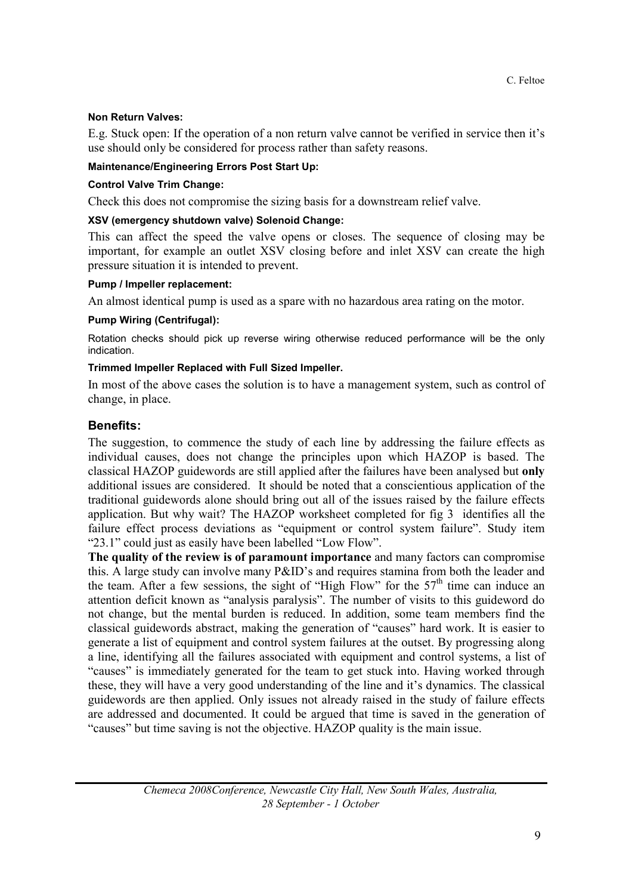**Non Return Valves:**

E.g. Stuck open: If the operation of a non return valve cannot be verified in service then it's use should only be considered for process rather than safety reasons.

**Maintenance/Engineering Errors Post Start Up:**

**Control Valve Trim Change:**

Check this does not compromise the sizing basis for a downstream relief valve.

**XSV (emergency shutdown valve) Solenoid Change:**

This can affect the speed the valve opens or closes. The sequence of closing may be important, for example an outlet XSV closing before and inlet XSV can create the high pressure situation it is intended to prevent.

**Pump / Impeller replacement:**

An almost identical pump is used as a spare with no hazardous area rating on the motor.

**Pump Wiring (Centrifugal):**

Rotation checks should pick up reverse wiring otherwise reduced performance will be the only indication.

**Trimmed Impeller Replaced with Full Sized Impeller.**

In most of the above cases the solution is to have a management system, such as control of change, in place.

## Benefits:

The suggestion, to commence the study of each line by addressing the failure effects as individual causes, does not change the principles upon which HAZOP is based. The classical HAZOP guidewords are still applied after the failures have been analysed but **only** additional issues are considered. It should be noted that a conscientious application of the traditional guidewords alone should bring out all of the issues raised by the failure effects application. But why wait? The HAZOP worksheet completed for fig 3 identifies all the failure effect process deviations as "equipment or control system failure". Study item "23.1" could just as easily have been labelled "Low Flow".

**The quality of the review is of paramount importance** and many factors can compromise this. A large study can involve many P&ID's and requires stamina from both the leader and the team. After a few sessions, the sight of "High Flow" for the 57th time can induce an attention deficit known as "analysis paralysis". The number of visits to this guideword do not change, but the mental burden is reduced. In addition, some team members find the classical guidewords abstract, making the generation of "causes" hard work. It is easier to generate a list of equipment and control system failures at the outset. By progressing along a line, identifying all the failures associated with equipment and control systems, a list of "causes" is immediately generated for the team to get stuck into. Having worked through these, they will have a very good understanding of the line and it's dynamics. The classical guidewords are then applied. Only issues not already raised in the study of failure effects are addressed and documented. It could be argued that time is saved in the generation of "causes" but time saving is not the objective. HAZOP quality is the main issue.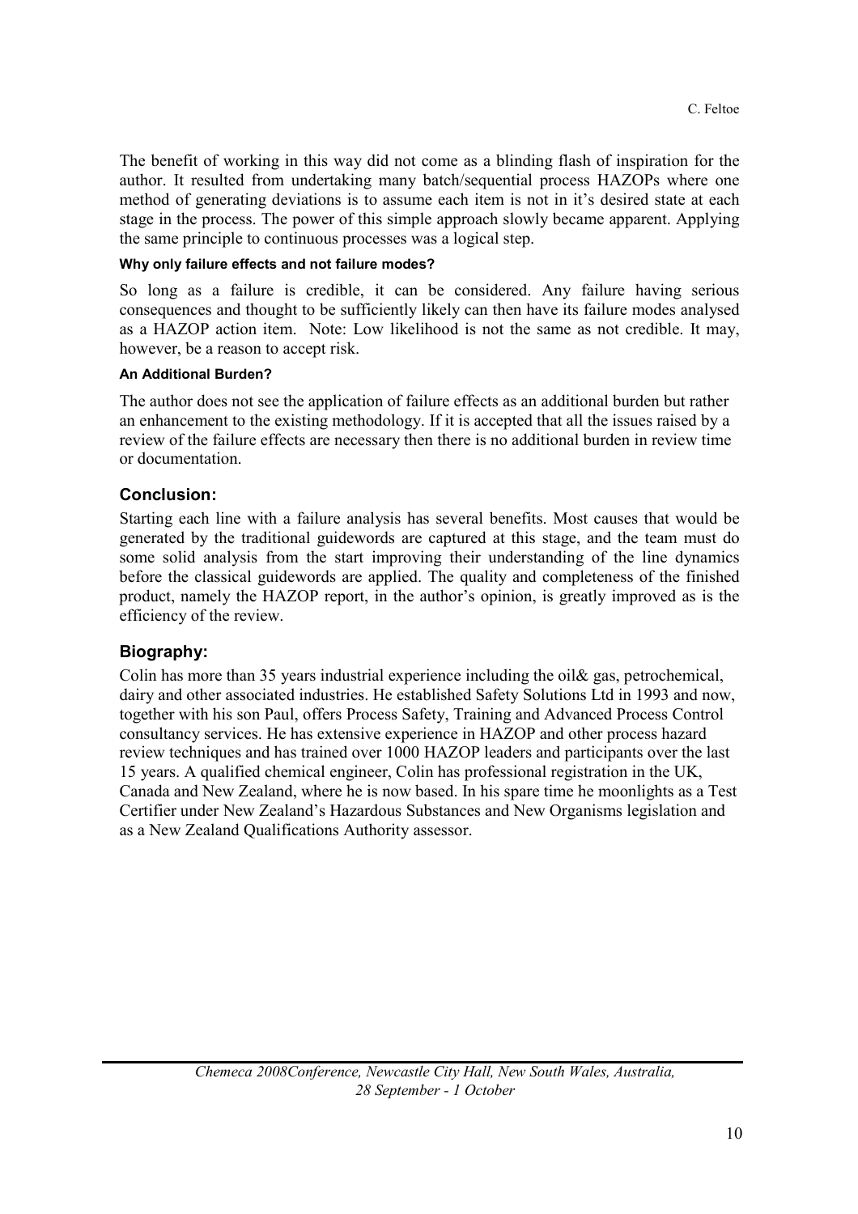The benefit of working in this way did not come as a blinding flash of inspiration for the author. It resulted from undertaking many batch/sequential process HAZOPs where one method of generating deviations is to assume each item is not in it's desired state at each stage in the process. The power of this simple approach slowly became apparent. Applying the same principle to continuous processes was a logical step.

#### Why only failure effects and not failure modes?

So long as a failure is credible, it can be considered. Any failure having serious consequences and thought to be sufficiently likely can then have its failure modes analysed as a HAZOP action item. Note: Low likelihood is not the same as not credible. It may, however, be a reason to accept risk.

#### An Additional Burden?

The author does not see the application of failure effects as an additional burden but rather an enhancement to the existing methodology. If it is accepted that all the issues raised by a review of the failure effects are necessary then there is no additional burden in review time or documentation.

## Conclusion:

Starting each line with a failure analysis has several benefits. Most causes that would be generated by the traditional guidewords are captured at this stage, and the team must do some solid analysis from the start improving their understanding of the line dynamics before the classical guidewords are applied. The quality and completeness of the finished product, namely the HAZOP report, in the author's opinion, is greatly improved as is the efficiency of the review.

## Biography:

Colin has more than 35 years industrial experience including the oil& gas, petrochemical, dairy and other associated industries. He established Safety Solutions Ltd in 1993 and now, together with his son Paul, offers Process Safety, Training and Advanced Process Control consultancy services. He has extensive experience in HAZOP and other process hazard review techniques and has trained over 1000 HAZOP leaders and participants over the last 15 years. A qualified chemical engineer, Colin has professional registration in the UK, Canada and New Zealand, where he is now based. In his spare time he moonlights as a Test Certifier under New Zealand's Hazardous Substances and New Organisms legislation and as a New Zealand Qualifications Authority assessor.